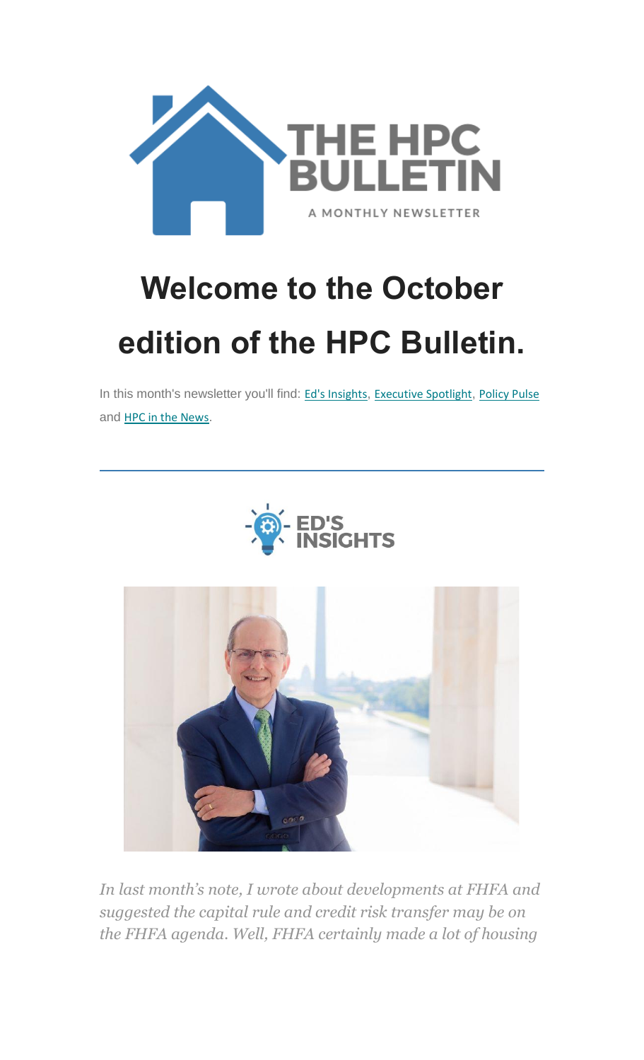THE HPC BULLETIN

A MONTHLY NEWSLETTER

# Welcome to the October edition of the HPC Bulletin.

In this month's newsletter you'll find: Ed's Insights, Executive Spotlight, Policy Pulse and HPC in the News.

---

## ED'S INSIGHTS

*In last month's note, I wrote about developments at FHFA and suggested the capital rule and credit risk transfer may be on the FHFA agenda. Well, FHFA certainly made a lot of housing*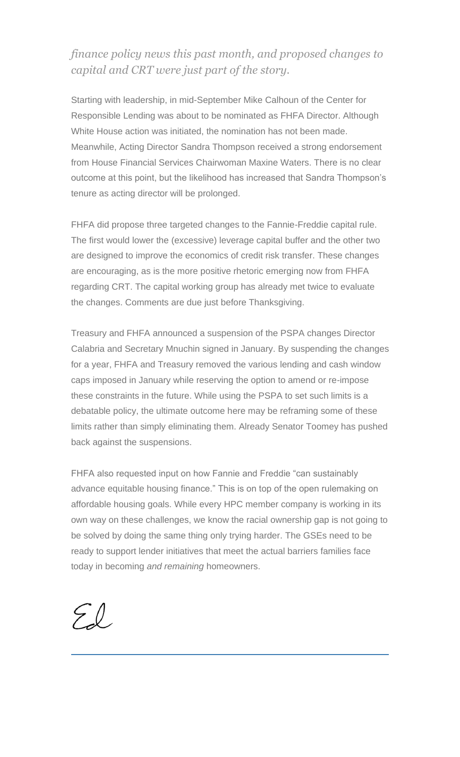*finance policy news this past month, and proposed changes to capital and CRT were just part of the story.*

Starting with leadership, in mid-September Mike Calhoun of the Center for Responsible Lending was about to be nominated as FHFA Director. Although White House action was initiated, the nomination has not been made. Meanwhile, Acting Director Sandra Thompson received a strong endorsement from House Financial Services Chairwoman Maxine Waters. There is no clear outcome at this point, but the likelihood has increased that Sandra Thompson's tenure as acting director will be prolonged.

FHFA did propose three targeted changes to the Fannie-Freddie capital rule. The first would lower the (excessive) leverage capital buffer and the other two are designed to improve the economics of credit risk transfer. These changes are encouraging, as is the more positive rhetoric emerging now from FHFA regarding CRT. The capital working group has already met twice to evaluate the changes. Comments are due just before Thanksgiving.

Treasury and FHFA announced a suspension of the PSPA changes Director Calabria and Secretary Mnuchin signed in January. By suspending the changes for a year, FHFA and Treasury removed the various lending and cash window caps imposed in January while reserving the option to amend or re-impose these constraints in the future. While using the PSPA to set such limits is a debatable policy, the ultimate outcome here may be reframing some of these limits rather than simply eliminating them. Already Senator Toomey has pushed back against the suspensions.

FHFA also requested input on how Fannie and Freddie "can sustainably advance equitable housing finance." This is on top of the open rulemaking on affordable housing goals. While every HPC member company is working in its own way on these challenges, we know the racial ownership gap is not going to be solved by doing the same thing only trying harder. The GSEs need to be ready to support lender initiatives that meet the actual barriers families face today in becoming *and remaining* homeowners.

Ed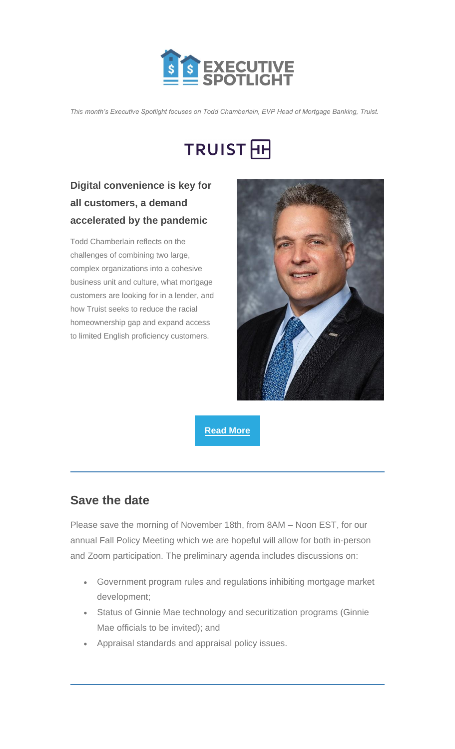# EXECUTIVE SPOTLIGHT

*This month's Executive Spotlight focuses on Todd Chamberlain, EVP Head of Mortgage Banking, Truist.*

TRUIST

### Digital convenience is key for all customers, a demand accelerated by the pandemic

Todd Chamberlain reflects on the challenges of combining two large, complex organizations into a cohesive business unit and culture, what mortgage customers are looking for in a lender, and how Truist seeks to reduce the racial homeownership gap and expand access to limited English proficiency customers.

**Read More**

---

## Save the date

Please save the morning of November 18th, from 8AM – Noon EST, for our annual Fall Policy Meeting which we are hopeful will allow for both in-person and Zoom participation. The preliminary agenda includes discussions on:

- Government program rules and regulations inhibiting mortgage market development;
- Status of Ginnie Mae technology and securitization programs (Ginnie Mae officials to be invited); and
- Appraisal standards and appraisal policy issues.

---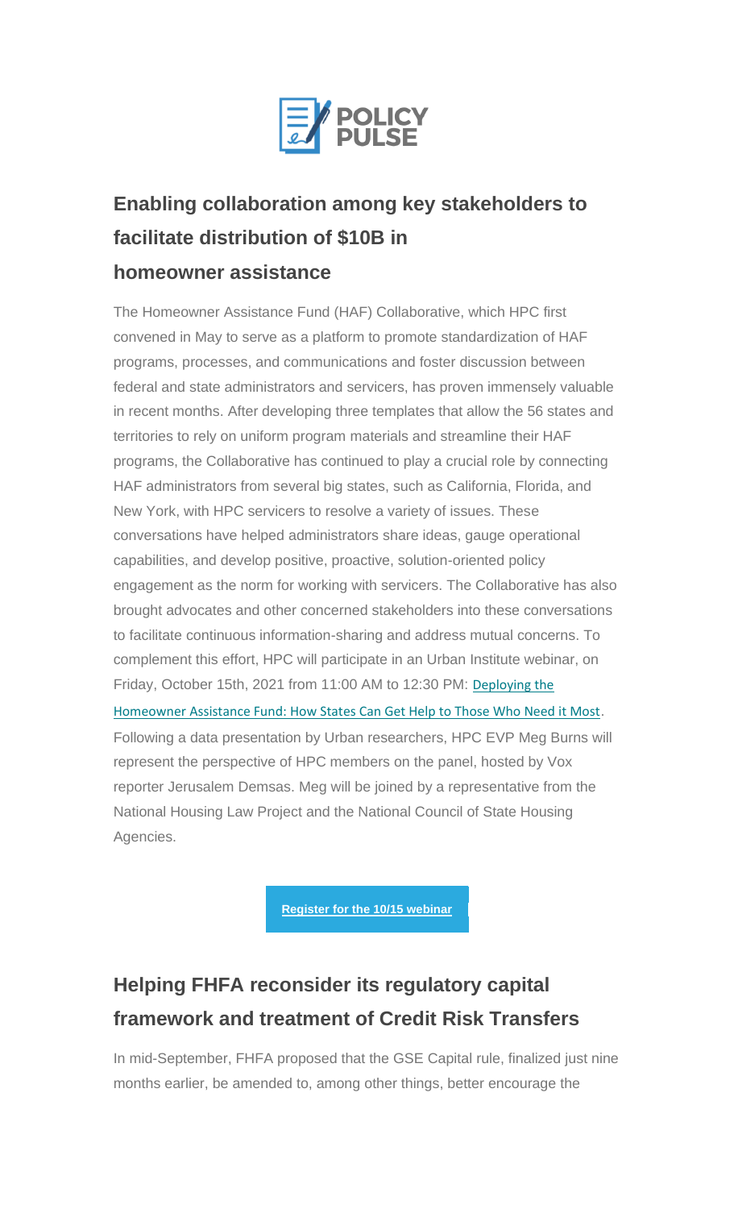POLICY PULSE

## Enabling collaboration among key stakeholders to facilitate distribution of $10B in homeowner assistance

The Homeowner Assistance Fund (HAF) Collaborative, which HPC first convened in May to serve as a platform to promote standardization of HAF programs, processes, and communications and foster discussion between federal and state administrators and servicers, has proven immensely valuable in recent months. After developing three templates that allow the 56 states and territories to rely on uniform program materials and streamline their HAF programs, the Collaborative has continued to play a crucial role by connecting HAF administrators from several big states, such as California, Florida, and New York, with HPC servicers to resolve a variety of issues. These conversations have helped administrators share ideas, gauge operational capabilities, and develop positive, proactive, solution-oriented policy engagement as the norm for working with servicers. The Collaborative has also brought advocates and other concerned stakeholders into these conversations to facilitate continuous information-sharing and address mutual concerns. To complement this effort, HPC will participate in an Urban Institute webinar, on Friday, October 15th, 2021 from 11:00 AM to 12:30 PM: Deploying the Homeowner Assistance Fund: How States Can Get Help to Those Who Need it Most. Following a data presentation by Urban researchers, HPC EVP Meg Burns will represent the perspective of HPC members on the panel, hosted by Vox reporter Jerusalem Demsas. Meg will be joined by a representative from the National Housing Law Project and the National Council of State Housing Agencies.

**Register for the 10/15 webinar**

## Helping FHFA reconsider its regulatory capital framework and treatment of Credit Risk Transfers

In mid-September, FHFA proposed that the GSE Capital rule, finalized just nine months earlier, be amended to, among other things, better encourage the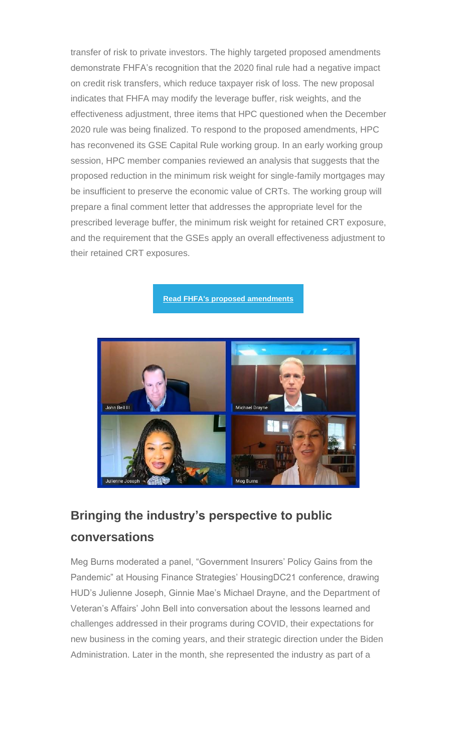transfer of risk to private investors. The highly targeted proposed amendments demonstrate FHFA's recognition that the 2020 final rule had a negative impact on credit risk transfers, which reduce taxpayer risk of loss. The new proposal indicates that FHFA may modify the leverage buffer, risk weights, and the effectiveness adjustment, three items that HPC questioned when the December 2020 rule was being finalized. To respond to the proposed amendments, HPC has reconvened its GSE Capital Rule working group. In an early working group session, HPC member companies reviewed an analysis that suggests that the proposed reduction in the minimum risk weight for single-family mortgages may be insufficient to preserve the economic value of CRTs. The working group will prepare a final comment letter that addresses the appropriate level for the prescribed leverage buffer, the minimum risk weight for retained CRT exposure, and the requirement that the GSEs apply an overall effectiveness adjustment to their retained CRT exposures.

**Read FHFA's proposed amendments**

## Bringing the industry's perspective to public conversations

Meg Burns moderated a panel, "Government Insurers' Policy Gains from the Pandemic" at Housing Finance Strategies' HousingDC21 conference, drawing HUD's Julienne Joseph, Ginnie Mae's Michael Drayne, and the Department of Veteran's Affairs' John Bell into conversation about the lessons learned and challenges addressed in their programs during COVID, their expectations for new business in the coming years, and their strategic direction under the Biden Administration. Later in the month, she represented the industry as part of a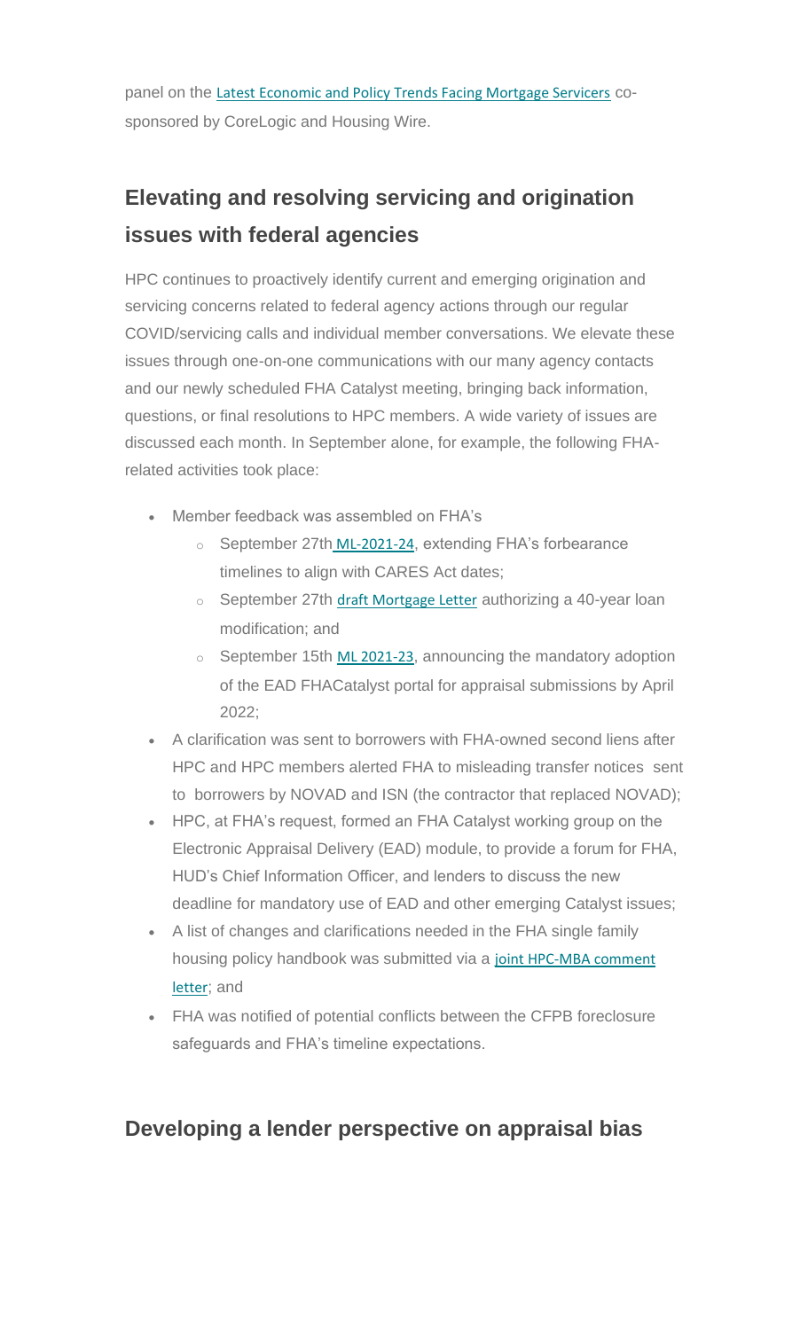panel on the Latest Economic and Policy Trends Facing Mortgage Servicers co-sponsored by CoreLogic and Housing Wire.

## Elevating and resolving servicing and origination issues with federal agencies

HPC continues to proactively identify current and emerging origination and servicing concerns related to federal agency actions through our regular COVID/servicing calls and individual member conversations. We elevate these issues through one-on-one communications with our many agency contacts and our newly scheduled FHA Catalyst meeting, bringing back information, questions, or final resolutions to HPC members. A wide variety of issues are discussed each month. In September alone, for example, the following FHA-related activities took place:

- Member feedback was assembled on FHA's
  - September 27th ML-2021-24, extending FHA's forbearance timelines to align with CARES Act dates;
  - September 27th draft Mortgage Letter authorizing a 40-year loan modification; and
  - September 15th ML 2021-23, announcing the mandatory adoption of the EAD FHACatalyst portal for appraisal submissions by April 2022;
- A clarification was sent to borrowers with FHA-owned second liens after HPC and HPC members alerted FHA to misleading transfer notices sent to borrowers by NOVAD and ISN (the contractor that replaced NOVAD);
- HPC, at FHA's request, formed an FHA Catalyst working group on the Electronic Appraisal Delivery (EAD) module, to provide a forum for FHA, HUD's Chief Information Officer, and lenders to discuss the new deadline for mandatory use of EAD and other emerging Catalyst issues;
- A list of changes and clarifications needed in the FHA single family housing policy handbook was submitted via a joint HPC-MBA comment letter; and
- FHA was notified of potential conflicts between the CFPB foreclosure safeguards and FHA's timeline expectations.

## Developing a lender perspective on appraisal bias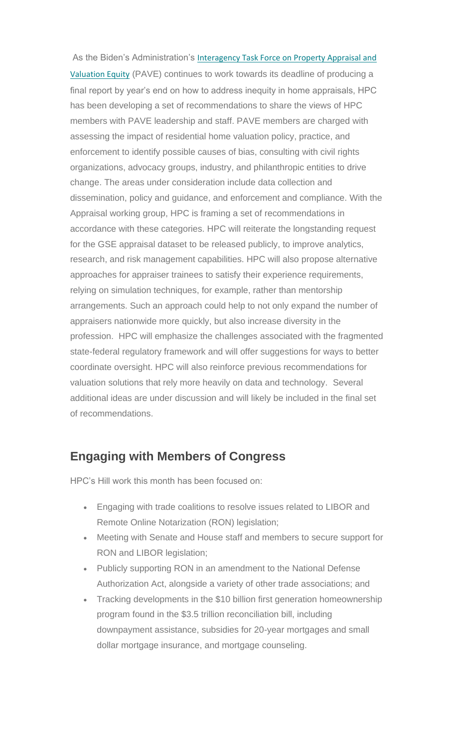As the Biden's Administration's Interagency Task Force on Property Appraisal and Valuation Equity (PAVE) continues to work towards its deadline of producing a final report by year's end on how to address inequity in home appraisals, HPC has been developing a set of recommendations to share the views of HPC members with PAVE leadership and staff. PAVE members are charged with assessing the impact of residential home valuation policy, practice, and enforcement to identify possible causes of bias, consulting with civil rights organizations, advocacy groups, industry, and philanthropic entities to drive change. The areas under consideration include data collection and dissemination, policy and guidance, and enforcement and compliance. With the Appraisal working group, HPC is framing a set of recommendations in accordance with these categories. HPC will reiterate the longstanding request for the GSE appraisal dataset to be released publicly, to improve analytics, research, and risk management capabilities. HPC will also propose alternative approaches for appraiser trainees to satisfy their experience requirements, relying on simulation techniques, for example, rather than mentorship arrangements. Such an approach could help to not only expand the number of appraisers nationwide more quickly, but also increase diversity in the profession. HPC will emphasize the challenges associated with the fragmented state-federal regulatory framework and will offer suggestions for ways to better coordinate oversight. HPC will also reinforce previous recommendations for valuation solutions that rely more heavily on data and technology. Several additional ideas are under discussion and will likely be included in the final set of recommendations.

## Engaging with Members of Congress

HPC's Hill work this month has been focused on:

- Engaging with trade coalitions to resolve issues related to LIBOR and Remote Online Notarization (RON) legislation;
- Meeting with Senate and House staff and members to secure support for RON and LIBOR legislation;
- Publicly supporting RON in an amendment to the National Defense Authorization Act, alongside a variety of other trade associations; and
- Tracking developments in the $10 billion first generation homeownership program found in the $3.5 trillion reconciliation bill, including downpayment assistance, subsidies for 20-year mortgages and small dollar mortgage insurance, and mortgage counseling.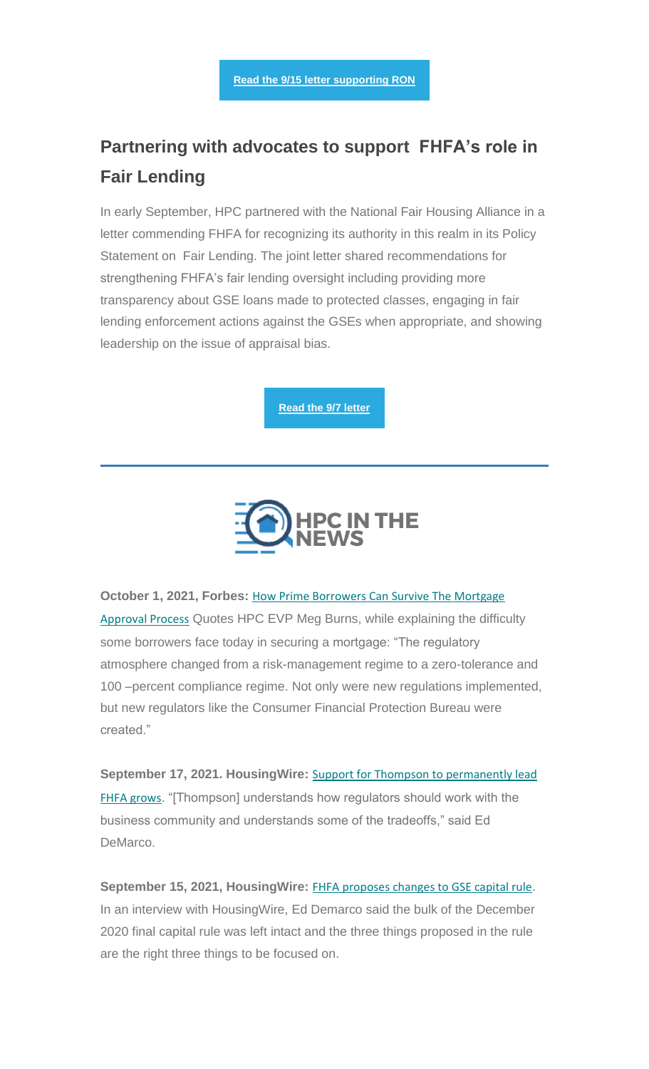**Read the 9/15 letter supporting RON**

## Partnering with advocates to support FHFA's role in Fair Lending

In early September, HPC partnered with the National Fair Housing Alliance in a letter commending FHFA for recognizing its authority in this realm in its Policy Statement on Fair Lending. The joint letter shared recommendations for strengthening FHFA's fair lending oversight including providing more transparency about GSE loans made to protected classes, engaging in fair lending enforcement actions against the GSEs when appropriate, and showing leadership on the issue of appraisal bias.

**Read the 9/7 letter**

---

## HPC IN THE NEWS

**October 1, 2021, Forbes:** How Prime Borrowers Can Survive The Mortgage Approval Process Quotes HPC EVP Meg Burns, while explaining the difficulty some borrowers face today in securing a mortgage: "The regulatory atmosphere changed from a risk-management regime to a zero-tolerance and 100 –percent compliance regime. Not only were new regulations implemented, but new regulators like the Consumer Financial Protection Bureau were created."

**September 17, 2021. HousingWire:** Support for Thompson to permanently lead FHFA grows. "[Thompson] understands how regulators should work with the business community and understands some of the tradeoffs," said Ed DeMarco.

**September 15, 2021, HousingWire:** FHFA proposes changes to GSE capital rule. In an interview with HousingWire, Ed Demarco said the bulk of the December 2020 final capital rule was left intact and the three things proposed in the rule are the right three things to be focused on.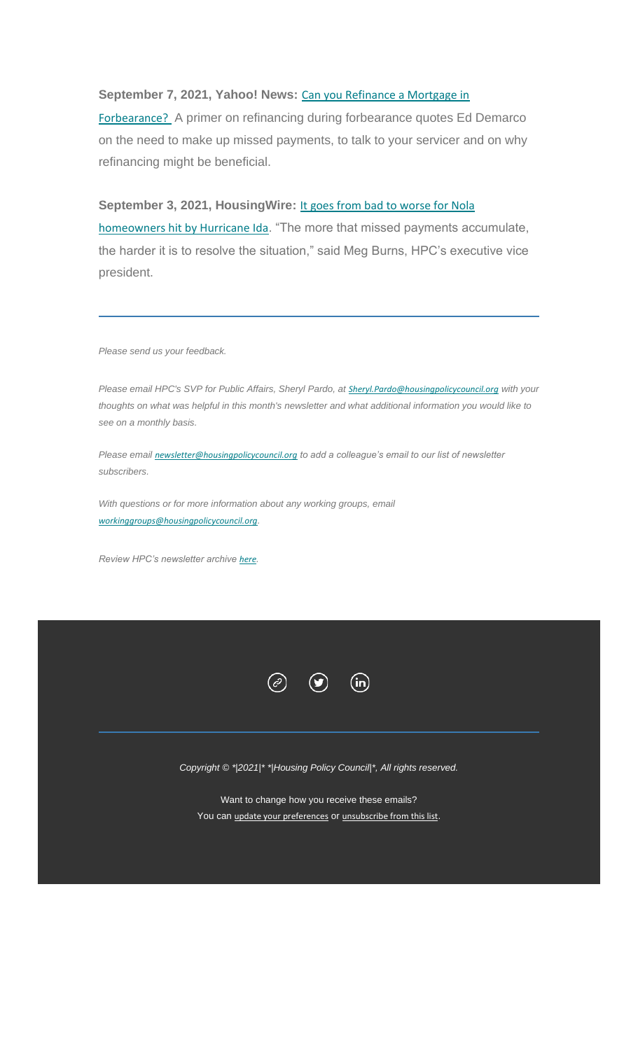**September 7, 2021, Yahoo! News:** Can you Refinance a Mortgage in Forbearance? A primer on refinancing during forbearance quotes Ed Demarco on the need to make up missed payments, to talk to your servicer and on why refinancing might be beneficial.

**September 3, 2021, HousingWire:** It goes from bad to worse for Nola homeowners hit by Hurricane Ida. "The more that missed payments accumulate, the harder it is to resolve the situation," said Meg Burns, HPC's executive vice president.

---

*Please send us your feedback.*

*Please email HPC's SVP for Public Affairs, Sheryl Pardo, at Sheryl.Pardo@housingpolicycouncil.org with your thoughts on what was helpful in this month's newsletter and what additional information you would like to see on a monthly basis.*

*Please email newsletter@housingpolicycouncil.org to add a colleague's email to our list of newsletter subscribers.*

*With questions or for more information about any working groups, email workinggroups@housingpolicycouncil.org.*

*Review HPC's newsletter archive here.*

---

*Copyright © *|2021|* *|Housing Policy Council|*, All rights reserved.*

Want to change how you receive these emails?
You can update your preferences or unsubscribe from this list.